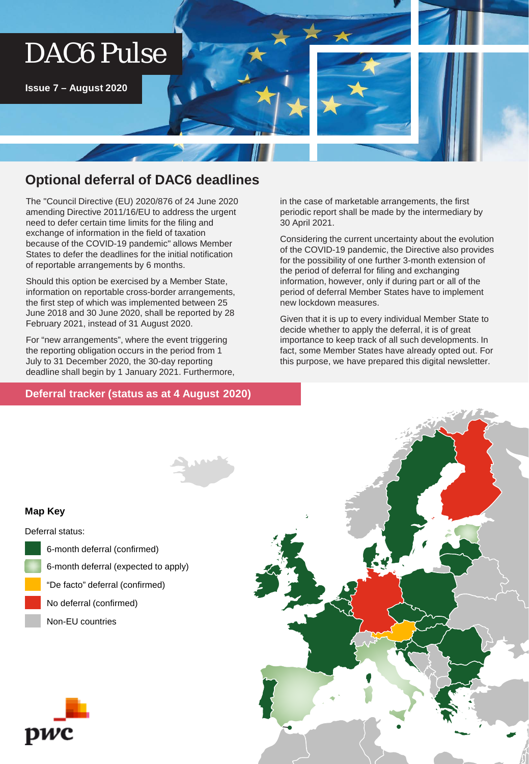# DAC6 Pulse

**Issue 7 – August 2020**

## Optional deferral of DAC6 deadlines

The "Council Directive (EU) 2020/876 of 24 June 2020 amending Directive 2011/16/EU to address the urgent need to defer certain time limits for the filing and exchange of information in the field of taxation because of the COVID-19 pandemic" allows Member States to defer the deadlines for the initial notification of reportable arrangements by 6 months.

Should this option be exercised by a Member State, information on reportable cross-border arrangements, the first step of which was implemented between 25 June 2018 and 30 June 2020, shall be reported by 28 February 2021, instead of 31 August 2020.

For "new arrangements", where the event triggering the reporting obligation occurs in the period from 1 July to 31 December 2020, the 30-day reporting deadline shall begin by 1 January 2021. Furthermore, in the case of marketable arrangements, the first periodic report shall be made by the intermediary by 30 April 2021.

Considering the current uncertainty about the evolution of the COVID-19 pandemic, the Directive also provides for the possibility of one further 3-month extension of the period of deferral for filing and exchanging information, however, only if during part or all of the period of deferral Member States have to implement new lockdown measures.

Given that it is up to every individual Member State to decide whether to apply the deferral, it is of great importance to keep track of all such developments. In fact, some Member States have already opted out. For this purpose, we have prepared this digital newsletter.

## Deferral tracker (status as at 4 August 2020)

**Map Key**

Deferral status:

- 6-month deferral (confirmed)
- 6-month deferral (expected to apply)
- "De facto" deferral (confirmed)
- No deferral (confirmed)
- Non-EU countries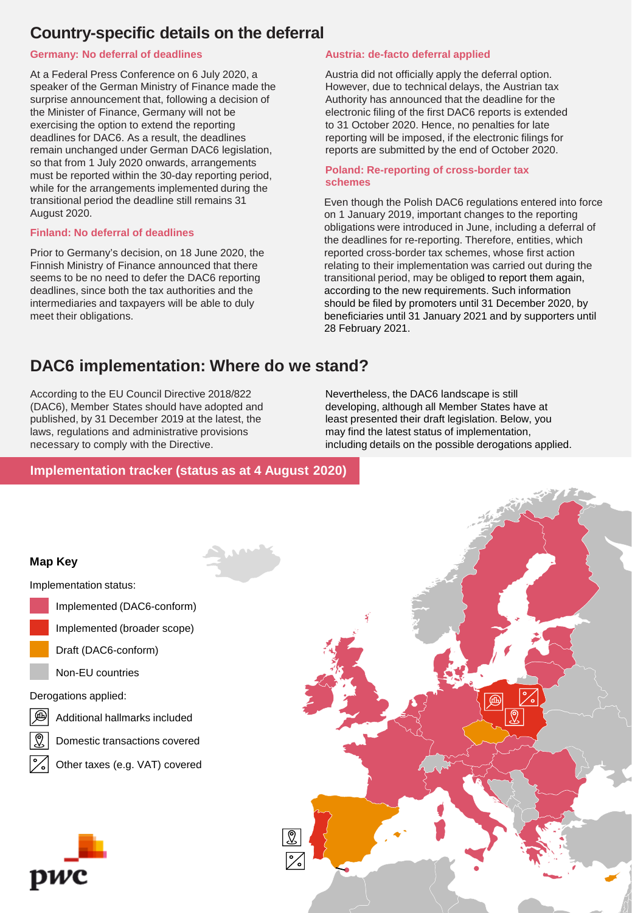## Country-specific details on the deferral

### Germany: No deferral of deadlines

At a Federal Press Conference on 6 July 2020, a speaker of the German Ministry of Finance made the surprise announcement that, following a decision of the Minister of Finance, Germany will not be exercising the option to extend the reporting deadlines for DAC6. As a result, the deadlines remain unchanged under German DAC6 legislation, so that from 1 July 2020 onwards, arrangements must be reported within the 30-day reporting period, while for the arrangements implemented during the transitional period the deadline still remains 31 August 2020.

### Finland: No deferral of deadlines

Prior to Germany's decision, on 18 June 2020, the Finnish Ministry of Finance announced that there seems to be no need to defer the DAC6 reporting deadlines, since both the tax authorities and the intermediaries and taxpayers will be able to duly meet their obligations.

### Austria: de-facto deferral applied

Austria did not officially apply the deferral option. However, due to technical delays, the Austrian tax Authority has announced that the deadline for the electronic filing of the first DAC6 reports is extended to 31 October 2020. Hence, no penalties for late reporting will be imposed, if the electronic filings for reports are submitted by the end of October 2020.

### Poland: Re-reporting of cross-border tax schemes

Even though the Polish DAC6 regulations entered into force on 1 January 2019, important changes to the reporting obligations were introduced in June, including a deferral of the deadlines for re-reporting. Therefore, entities, which reported cross-border tax schemes, whose first action relating to their implementation was carried out during the transitional period, may be obliged to report them again, according to the new requirements. Such information should be filed by promoters until 31 December 2020, by beneficiaries until 31 January 2021 and by supporters until 28 February 2021.

## DAC6 implementation: Where do we stand?

According to the EU Council Directive 2018/822 (DAC6), Member States should have adopted and published, by 31 December 2019 at the latest, the laws, regulations and administrative provisions necessary to comply with the Directive.

Nevertheless, the DAC6 landscape is still developing, although all Member States have at least presented their draft legislation. Below, you may find the latest status of implementation, including details on the possible derogations applied.

### Implementation tracker (status as at 4 August 2020)

**Map Key**

Implementation status:

- Implemented (DAC6-conform)
- Implemented (broader scope)
- Draft (DAC6-conform)
- Non-EU countries

Derogations applied:

- Additional hallmarks included
- Domestic transactions covered
- Other taxes (e.g. VAT) covered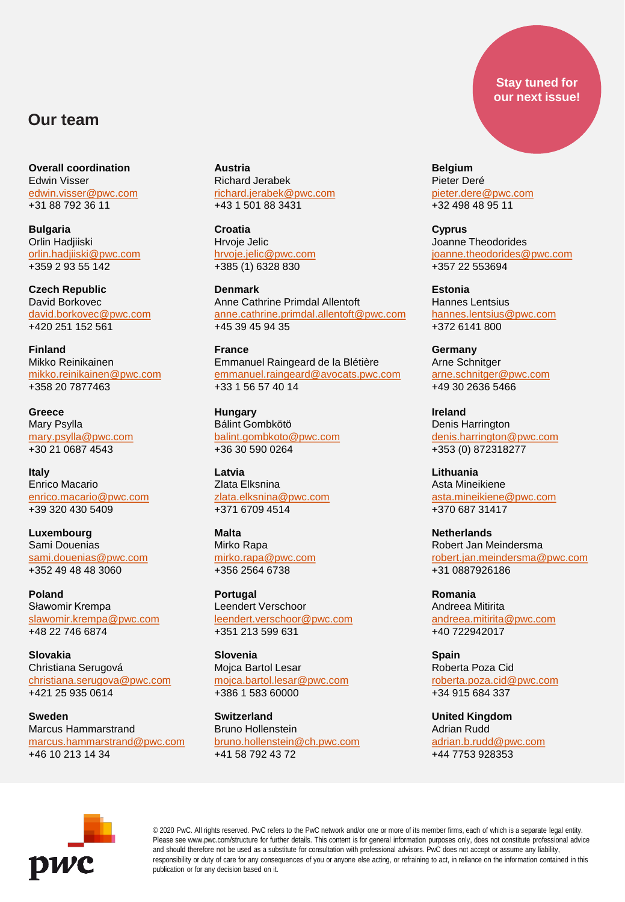Stay tuned for our next issue!

## Our team

**Overall coordination**
Edwin Visser
edwin.visser@pwc.com
+31 88 792 36 11

**Austria**
Richard Jerabek
richard.jerabek@pwc.com
+43 1 501 88 3431

**Belgium**
Pieter Deré
pieter.dere@pwc.com
+32 498 48 95 11

**Bulgaria**
Orlin Hadjiiski
orlin.hadjiiski@pwc.com
+359 2 93 55 142

**Croatia**
Hrvoje Jelic
hrvoje.jelic@pwc.com
+385 (1) 6328 830

**Cyprus**
Joanne Theodorides
joanne.theodorides@pwc.com
+357 22 553694

**Czech Republic**
David Borkovec
david.borkovec@pwc.com
+420 251 152 561

**Denmark**
Anne Cathrine Primdal Allentoft
anne.cathrine.primdal.allentoft@pwc.com
+45 39 45 94 35

**Estonia**
Hannes Lentsius
hannes.lentsius@pwc.com
+372 6141 800

**Finland**
Mikko Reinikainen
mikko.reinikainen@pwc.com
+358 20 7877463

**France**
Emmanuel Raingeard de la Blétière
emmanuel.raingeard@avocats.pwc.com
+33 1 56 57 40 14

**Germany**
Arne Schnitger
arne.schnitger@pwc.com
+49 30 2636 5466

**Greece**
Mary Psylla
mary.psylla@pwc.com
+30 21 0687 4543

**Hungary**
Bálint Gombkötö
balint.gombkoto@pwc.com
+36 30 590 0264

**Ireland**
Denis Harrington
denis.harrington@pwc.com
+353 (0) 872318277

**Italy**
Enrico Macario
enrico.macario@pwc.com
+39 320 430 5409

**Latvia**
Zlata Elksnina
zlata.elksnina@pwc.com
+371 6709 4514

**Lithuania**
Asta Mineikiene
asta.mineikiene@pwc.com
+370 687 31417

**Luxembourg**
Sami Douenias
sami.douenias@pwc.com
+352 49 48 48 3060

**Malta**
Mirko Rapa
mirko.rapa@pwc.com
+356 2564 6738

**Netherlands**
Robert Jan Meindersma
robert.jan.meindersma@pwc.com
+31 0887926186

**Poland**
Sławomir Krempa
slawomir.krempa@pwc.com
+48 22 746 6874

**Portugal**
Leendert Verschoor
leendert.verschoor@pwc.com
+351 213 599 631

**Romania**
Andreea Mitirita
andreea.mitirita@pwc.com
+40 722942017

**Slovakia**
Christiana Serugová
christiana.serugova@pwc.com
+421 25 935 0614

**Slovenia**
Mojca Bartol Lesar
mojca.bartol.lesar@pwc.com
+386 1 583 60000

**Spain**
Roberta Poza Cid
roberta.poza.cid@pwc.com
+34 915 684 337

**Sweden**
Marcus Hammarstrand
marcus.hammarstrand@pwc.com
+46 10 213 14 34

**Switzerland**
Bruno Hollenstein
bruno.hollenstein@ch.pwc.com
+41 58 792 43 72

**United Kingdom**
Adrian Rudd
adrian.b.rudd@pwc.com
+44 7753 928353

© 2020 PwC. All rights reserved. PwC refers to the PwC network and/or one or more of its member firms, each of which is a separate legal entity. Please see www.pwc.com/structure for further details. This content is for general information purposes only, does not constitute professional advice and should therefore not be used as a substitute for consultation with professional advisors. PwC does not accept or assume any liability, responsibility or duty of care for any consequences of you or anyone else acting, or refraining to act, in reliance on the information contained in this publication or for any decision based on it.